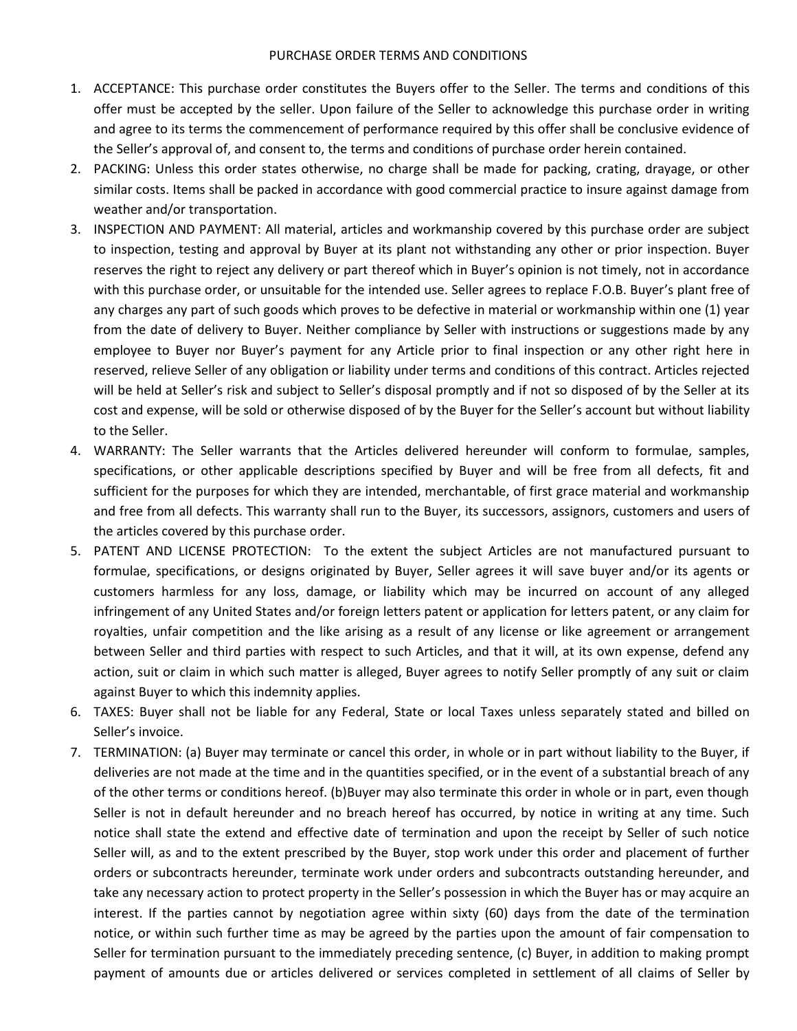# PURCHASE ORDER TERMS AND CONDITIONS

1. ACCEPTANCE: This purchase order constitutes the Buyers offer to the Seller. The terms and conditions of this offer must be accepted by the seller. Upon failure of the Seller to acknowledge this purchase order in writing and agree to its terms the commencement of performance required by this offer shall be conclusive evidence of the Seller's approval of, and consent to, the terms and conditions of purchase order herein contained.
2. PACKING: Unless this order states otherwise, no charge shall be made for packing, crating, drayage, or other similar costs. Items shall be packed in accordance with good commercial practice to insure against damage from weather and/or transportation.
3. INSPECTION AND PAYMENT: All material, articles and workmanship covered by this purchase order are subject to inspection, testing and approval by Buyer at its plant not withstanding any other or prior inspection. Buyer reserves the right to reject any delivery or part thereof which in Buyer's opinion is not timely, not in accordance with this purchase order, or unsuitable for the intended use. Seller agrees to replace F.O.B. Buyer's plant free of any charges any part of such goods which proves to be defective in material or workmanship within one (1) year from the date of delivery to Buyer. Neither compliance by Seller with instructions or suggestions made by any employee to Buyer nor Buyer's payment for any Article prior to final inspection or any other right here in reserved, relieve Seller of any obligation or liability under terms and conditions of this contract. Articles rejected will be held at Seller's risk and subject to Seller's disposal promptly and if not so disposed of by the Seller at its cost and expense, will be sold or otherwise disposed of by the Buyer for the Seller's account but without liability to the Seller.
4. WARRANTY: The Seller warrants that the Articles delivered hereunder will conform to formulae, samples, specifications, or other applicable descriptions specified by Buyer and will be free from all defects, fit and sufficient for the purposes for which they are intended, merchantable, of first grace material and workmanship and free from all defects. This warranty shall run to the Buyer, its successors, assignors, customers and users of the articles covered by this purchase order.
5. PATENT AND LICENSE PROTECTION: To the extent the subject Articles are not manufactured pursuant to formulae, specifications, or designs originated by Buyer, Seller agrees it will save buyer and/or its agents or customers harmless for any loss, damage, or liability which may be incurred on account of any alleged infringement of any United States and/or foreign letters patent or application for letters patent, or any claim for royalties, unfair competition and the like arising as a result of any license or like agreement or arrangement between Seller and third parties with respect to such Articles, and that it will, at its own expense, defend any action, suit or claim in which such matter is alleged, Buyer agrees to notify Seller promptly of any suit or claim against Buyer to which this indemnity applies.
6. TAXES: Buyer shall not be liable for any Federal, State or local Taxes unless separately stated and billed on Seller's invoice.
7. TERMINATION: (a) Buyer may terminate or cancel this order, in whole or in part without liability to the Buyer, if deliveries are not made at the time and in the quantities specified, or in the event of a substantial breach of any of the other terms or conditions hereof. (b)Buyer may also terminate this order in whole or in part, even though Seller is not in default hereunder and no breach hereof has occurred, by notice in writing at any time. Such notice shall state the extend and effective date of termination and upon the receipt by Seller of such notice Seller will, as and to the extent prescribed by the Buyer, stop work under this order and placement of further orders or subcontracts hereunder, terminate work under orders and subcontracts outstanding hereunder, and take any necessary action to protect property in the Seller's possession in which the Buyer has or may acquire an interest. If the parties cannot by negotiation agree within sixty (60) days from the date of the termination notice, or within such further time as may be agreed by the parties upon the amount of fair compensation to Seller for termination pursuant to the immediately preceding sentence, (c) Buyer, in addition to making prompt payment of amounts due or articles delivered or services completed in settlement of all claims of Seller by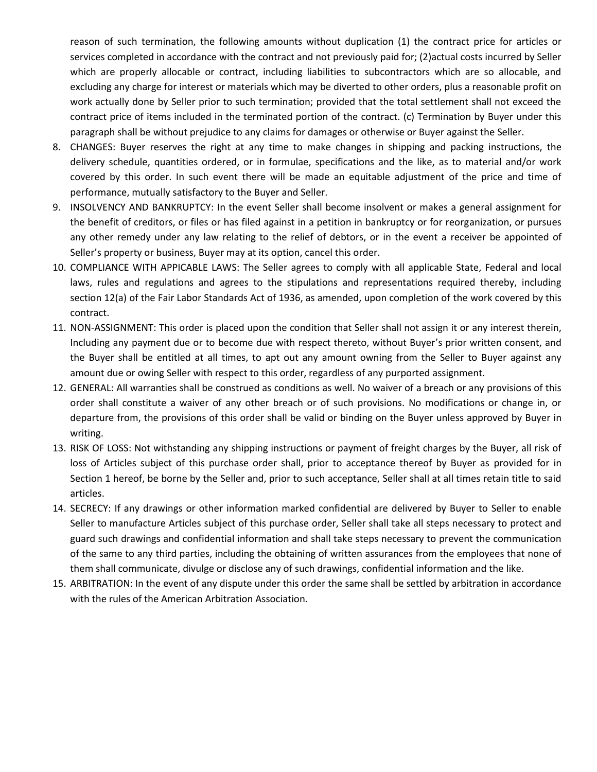reason of such termination, the following amounts without duplication (1) the contract price for articles or services completed in accordance with the contract and not previously paid for; (2)actual costs incurred by Seller which are properly allocable or contract, including liabilities to subcontractors which are so allocable, and excluding any charge for interest or materials which may be diverted to other orders, plus a reasonable profit on work actually done by Seller prior to such termination; provided that the total settlement shall not exceed the contract price of items included in the terminated portion of the contract. (c) Termination by Buyer under this paragraph shall be without prejudice to any claims for damages or otherwise or Buyer against the Seller.

8. CHANGES: Buyer reserves the right at any time to make changes in shipping and packing instructions, the delivery schedule, quantities ordered, or in formulae, specifications and the like, as to material and/or work covered by this order. In such event there will be made an equitable adjustment of the price and time of performance, mutually satisfactory to the Buyer and Seller.
9. INSOLVENCY AND BANKRUPTCY: In the event Seller shall become insolvent or makes a general assignment for the benefit of creditors, or files or has filed against in a petition in bankruptcy or for reorganization, or pursues any other remedy under any law relating to the relief of debtors, or in the event a receiver be appointed of Seller's property or business, Buyer may at its option, cancel this order.
10. COMPLIANCE WITH APPICABLE LAWS: The Seller agrees to comply with all applicable State, Federal and local laws, rules and regulations and agrees to the stipulations and representations required thereby, including section 12(a) of the Fair Labor Standards Act of 1936, as amended, upon completion of the work covered by this contract.
11. NON-ASSIGNMENT: This order is placed upon the condition that Seller shall not assign it or any interest therein, Including any payment due or to become due with respect thereto, without Buyer's prior written consent, and the Buyer shall be entitled at all times, to apt out any amount owning from the Seller to Buyer against any amount due or owing Seller with respect to this order, regardless of any purported assignment.
12. GENERAL: All warranties shall be construed as conditions as well. No waiver of a breach or any provisions of this order shall constitute a waiver of any other breach or of such provisions. No modifications or change in, or departure from, the provisions of this order shall be valid or binding on the Buyer unless approved by Buyer in writing.
13. RISK OF LOSS: Not withstanding any shipping instructions or payment of freight charges by the Buyer, all risk of loss of Articles subject of this purchase order shall, prior to acceptance thereof by Buyer as provided for in Section 1 hereof, be borne by the Seller and, prior to such acceptance, Seller shall at all times retain title to said articles.
14. SECRECY: If any drawings or other information marked confidential are delivered by Buyer to Seller to enable Seller to manufacture Articles subject of this purchase order, Seller shall take all steps necessary to protect and guard such drawings and confidential information and shall take steps necessary to prevent the communication of the same to any third parties, including the obtaining of written assurances from the employees that none of them shall communicate, divulge or disclose any of such drawings, confidential information and the like.
15. ARBITRATION: In the event of any dispute under this order the same shall be settled by arbitration in accordance with the rules of the American Arbitration Association.